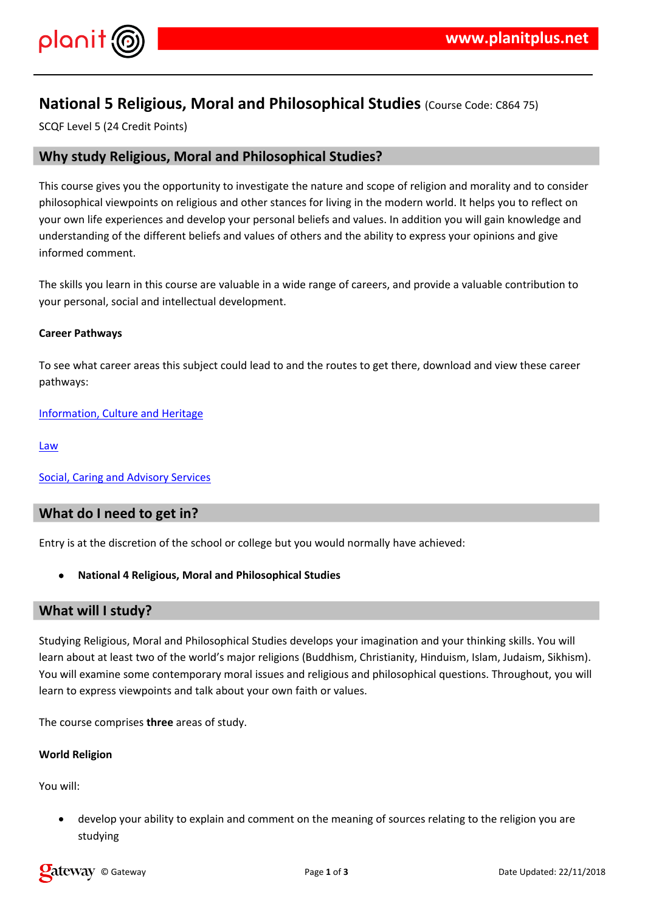# National 5 Religious, Moral and Philosophical Studies (Course Code: C864 75)

SCQF Level 5 (24 Credit Points)

## Why study Religious, Moral and Philosophical Studies?

This course gives you the opportunity to investigate the nature and scope of religion and morality and to consider philosophical viewpoints on religious and other stances for living in the modern world. It helps you to reflect on your own life experiences and develop your personal beliefs and values. In addition you will gain knowledge and understanding of the different beliefs and values of others and the ability to express your opinions and give informed comment.

The skills you learn in this course are valuable in a wide range of careers, and provide a valuable contribution to your personal, social and intellectual development.

**Career Pathways**

To see what career areas this subject could lead to and the routes to get there, download and view these career pathways:

Information, Culture and Heritage

Law

Social, Caring and Advisory Services

## What do I need to get in?

Entry is at the discretion of the school or college but you would normally have achieved:

- **National 4 Religious, Moral and Philosophical Studies**

## What will I study?

Studying Religious, Moral and Philosophical Studies develops your imagination and your thinking skills. You will learn about at least two of the world's major religions (Buddhism, Christianity, Hinduism, Islam, Judaism, Sikhism). You will examine some contemporary moral issues and religious and philosophical questions. Throughout, you will learn to express viewpoints and talk about your own faith or values.

The course comprises **three** areas of study.

**World Religion**

You will:

- develop your ability to explain and comment on the meaning of sources relating to the religion you are studying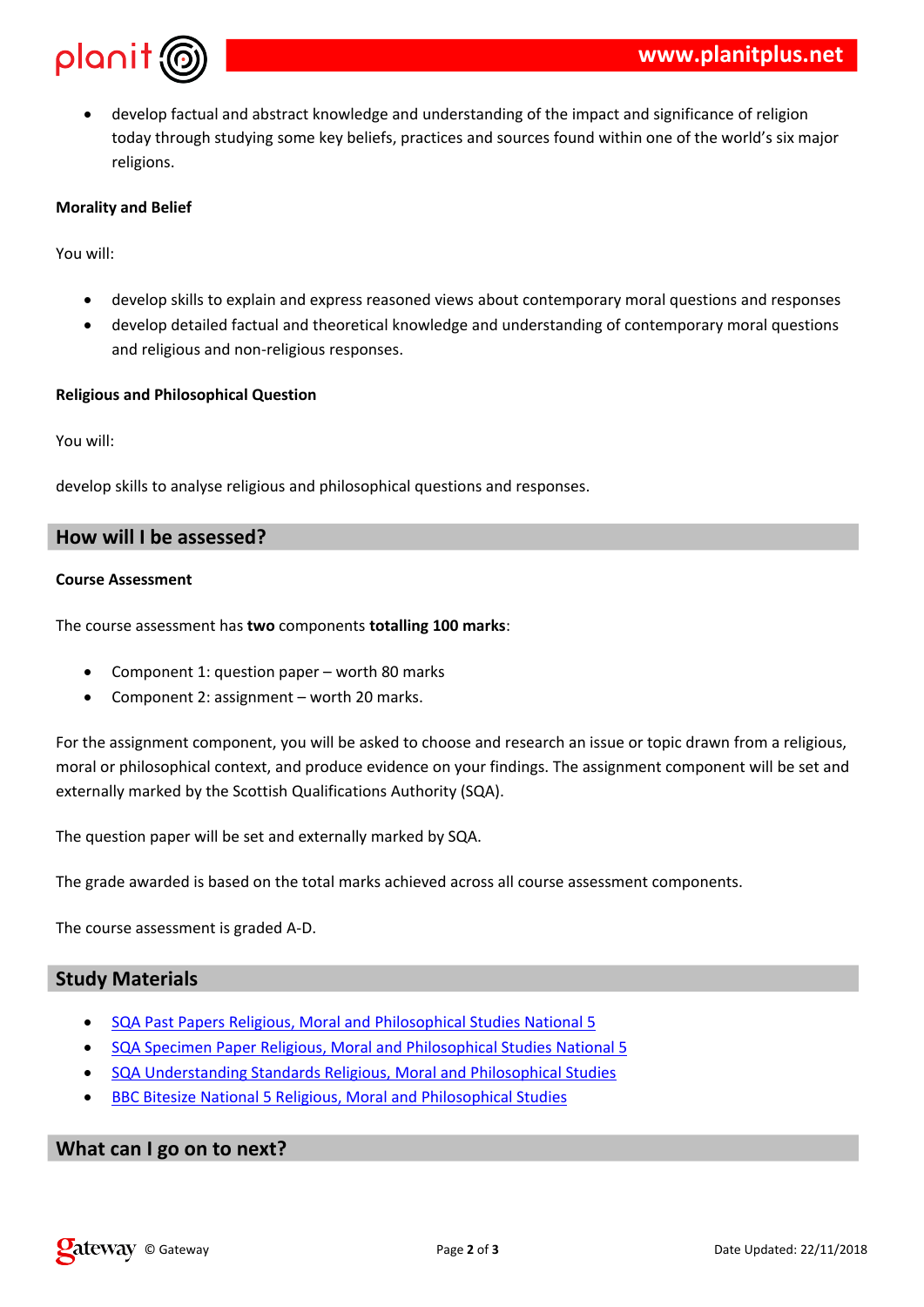- develop factual and abstract knowledge and understanding of the impact and significance of religion today through studying some key beliefs, practices and sources found within one of the world's six major religions.

**Morality and Belief**

You will:

- develop skills to explain and express reasoned views about contemporary moral questions and responses
- develop detailed factual and theoretical knowledge and understanding of contemporary moral questions and religious and non-religious responses.

**Religious and Philosophical Question**

You will:

develop skills to analyse religious and philosophical questions and responses.

## How will I be assessed?

**Course Assessment**

The course assessment has **two** components **totalling 100 marks**:

- Component 1: question paper – worth 80 marks
- Component 2: assignment – worth 20 marks.

For the assignment component, you will be asked to choose and research an issue or topic drawn from a religious, moral or philosophical context, and produce evidence on your findings. The assignment component will be set and externally marked by the Scottish Qualifications Authority (SQA).

The question paper will be set and externally marked by SQA.

The grade awarded is based on the total marks achieved across all course assessment components.

The course assessment is graded A-D.

## Study Materials

- SQA Past Papers Religious, Moral and Philosophical Studies National 5
- SQA Specimen Paper Religious, Moral and Philosophical Studies National 5
- SQA Understanding Standards Religious, Moral and Philosophical Studies
- BBC Bitesize National 5 Religious, Moral and Philosophical Studies

## What can I go on to next?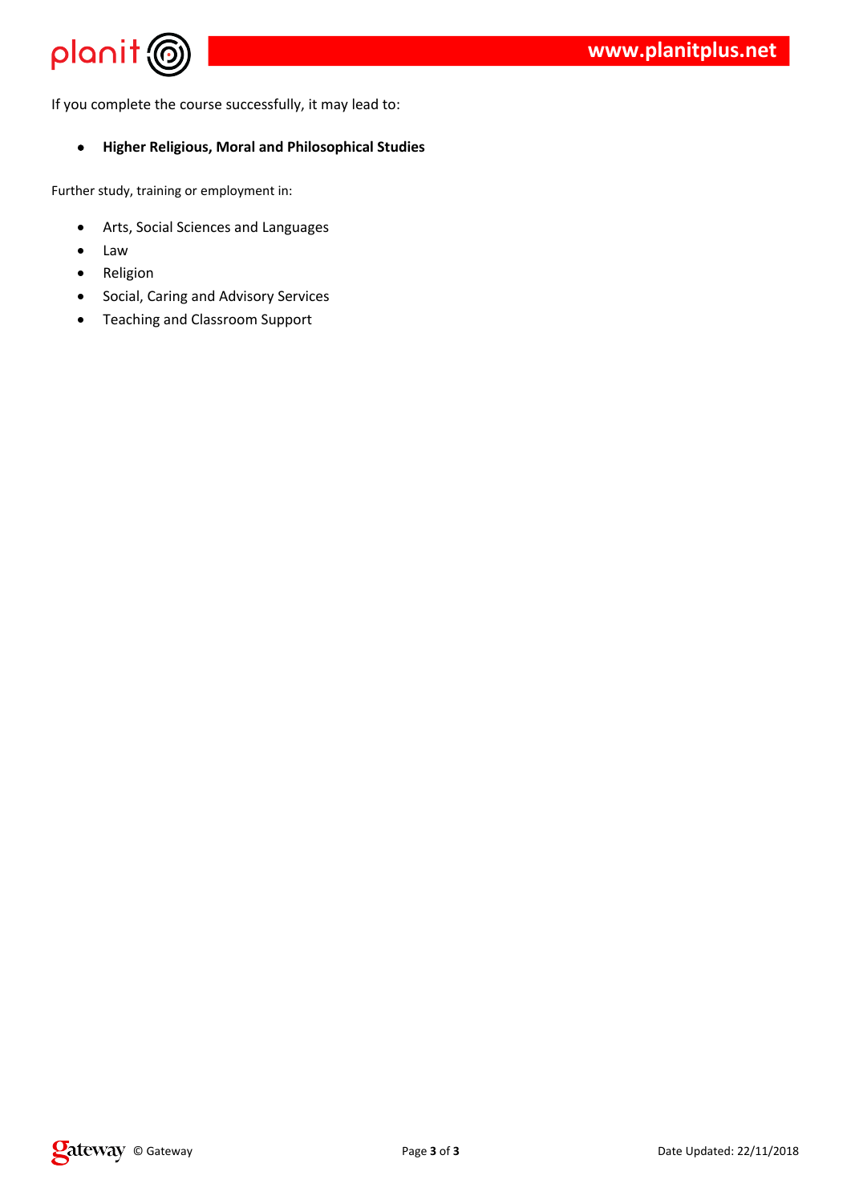If you complete the course successfully, it may lead to:

- **Higher Religious, Moral and Philosophical Studies**

Further study, training or employment in:

- Arts, Social Sciences and Languages
- Law
- Religion
- Social, Caring and Advisory Services
- Teaching and Classroom Support